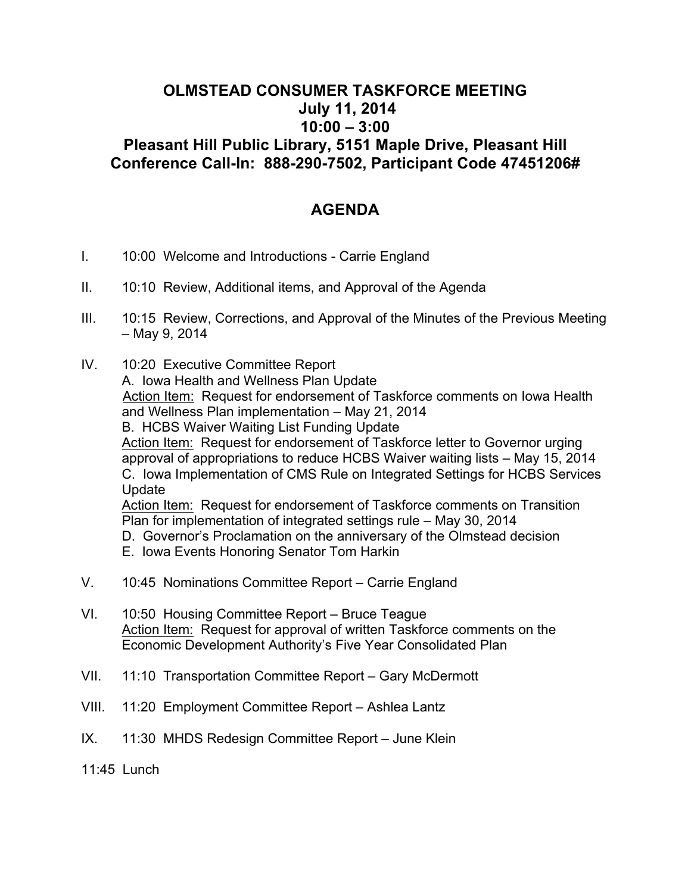# OLMSTEAD CONSUMER TASKFORCE MEETING

**July 11, 2014**

**10:00 – 3:00**

**Pleasant Hill Public Library, 5151 Maple Drive, Pleasant Hill**

**Conference Call-In: 888-290-7502, Participant Code 47451206#**

## AGENDA

I. 10:00 Welcome and Introductions - Carrie England

II. 10:10 Review, Additional items, and Approval of the Agenda

III. 10:15 Review, Corrections, and Approval of the Minutes of the Previous Meeting – May 9, 2014

IV. 10:20 Executive Committee Report
   - A. Iowa Health and Wellness Plan Update
     <u>Action Item:</u> Request for endorsement of Taskforce comments on Iowa Health and Wellness Plan implementation – May 21, 2014
   - B. HCBS Waiver Waiting List Funding Update
     <u>Action Item:</u> Request for endorsement of Taskforce letter to Governor urging approval of appropriations to reduce HCBS Waiver waiting lists – May 15, 2014
   - C. Iowa Implementation of CMS Rule on Integrated Settings for HCBS Services Update
     <u>Action Item:</u> Request for endorsement of Taskforce comments on Transition Plan for implementation of integrated settings rule – May 30, 2014
   - D. Governor's Proclamation on the anniversary of the Olmstead decision
   - E. Iowa Events Honoring Senator Tom Harkin

V. 10:45 Nominations Committee Report – Carrie England

VI. 10:50 Housing Committee Report – Bruce Teague
   <u>Action Item:</u> Request for approval of written Taskforce comments on the Economic Development Authority's Five Year Consolidated Plan

VII. 11:10 Transportation Committee Report – Gary McDermott

VIII. 11:20 Employment Committee Report – Ashlea Lantz

IX. 11:30 MHDS Redesign Committee Report – June Klein

11:45 Lunch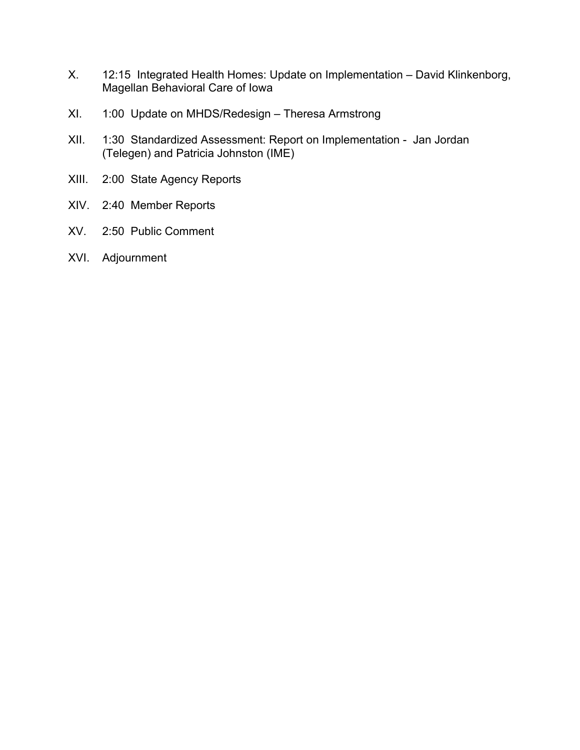X. 12:15 Integrated Health Homes: Update on Implementation – David Klinkenborg, Magellan Behavioral Care of Iowa

XI. 1:00 Update on MHDS/Redesign – Theresa Armstrong

XII. 1:30 Standardized Assessment: Report on Implementation - Jan Jordan (Telegen) and Patricia Johnston (IME)

XIII. 2:00 State Agency Reports

XIV. 2:40 Member Reports

XV. 2:50 Public Comment

XVI. Adjournment